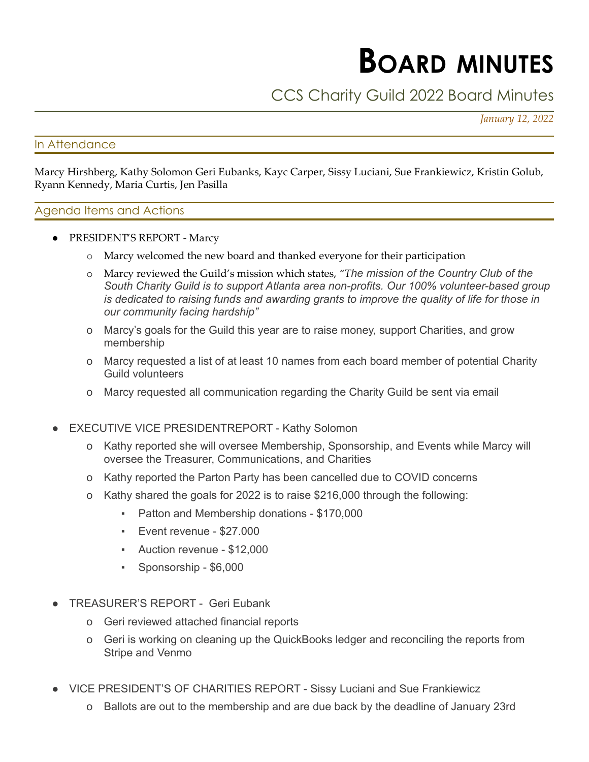# Board minutes

## CCS Charity Guild 2022 Board Minutes

*January 12, 2022*

### In Attendance

Marcy Hirshberg, Kathy Solomon Geri Eubanks, Kayc Carper, Sissy Luciani, Sue Frankiewicz, Kristin Golub, Ryann Kennedy, Maria Curtis, Jen Pasilla

### Agenda Items and Actions

- PRESIDENT'S REPORT - Marcy
  - Marcy welcomed the new board and thanked everyone for their participation
  - Marcy reviewed the Guild's mission which states, *"The mission of the Country Club of the South Charity Guild is to support Atlanta area non-profits. Our 100% volunteer-based group is dedicated to raising funds and awarding grants to improve the quality of life for those in our community facing hardship"*
  - Marcy's goals for the Guild this year are to raise money, support Charities, and grow membership
  - Marcy requested a list of at least 10 names from each board member of potential Charity Guild volunteers
  - Marcy requested all communication regarding the Charity Guild be sent via email

- EXECUTIVE VICE PRESIDENTREPORT - Kathy Solomon
  - Kathy reported she will oversee Membership, Sponsorship, and Events while Marcy will oversee the Treasurer, Communications, and Charities
  - Kathy reported the Parton Party has been cancelled due to COVID concerns
  - Kathy shared the goals for 2022 is to raise $216,000 through the following:
    - Patton and Membership donations - $170,000
    - Event revenue - $27.000
    - Auction revenue - $12,000
    - Sponsorship - $6,000

- TREASURER'S REPORT - Geri Eubank
  - Geri reviewed attached financial reports
  - Geri is working on cleaning up the QuickBooks ledger and reconciling the reports from Stripe and Venmo

- VICE PRESIDENT'S OF CHARITIES REPORT - Sissy Luciani and Sue Frankiewicz
  - Ballots are out to the membership and are due back by the deadline of January 23rd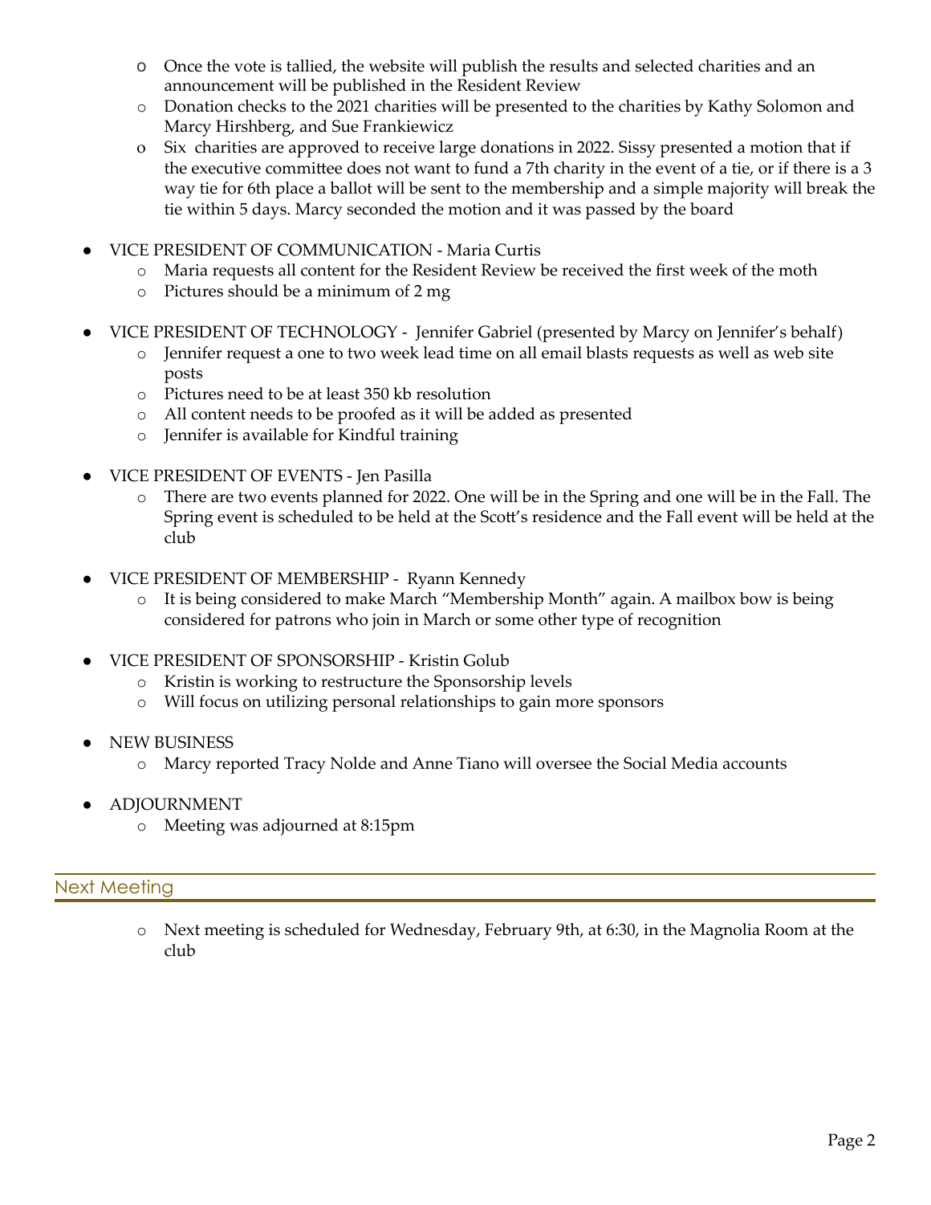- Once the vote is tallied, the website will publish the results and selected charities and an announcement will be published in the Resident Review
- Donation checks to the 2021 charities will be presented to the charities by Kathy Solomon and Marcy Hirshberg, and Sue Frankiewicz
- Six charities are approved to receive large donations in 2022. Sissy presented a motion that if the executive committee does not want to fund a 7th charity in the event of a tie, or if there is a 3 way tie for 6th place a ballot will be sent to the membership and a simple majority will break the tie within 5 days. Marcy seconded the motion and it was passed by the board

- VICE PRESIDENT OF COMMUNICATION - Maria Curtis
  - Maria requests all content for the Resident Review be received the first week of the moth
  - Pictures should be a minimum of 2 mg

- VICE PRESIDENT OF TECHNOLOGY - Jennifer Gabriel (presented by Marcy on Jennifer's behalf)
  - Jennifer request a one to two week lead time on all email blasts requests as well as web site posts
  - Pictures need to be at least 350 kb resolution
  - All content needs to be proofed as it will be added as presented
  - Jennifer is available for Kindful training

- VICE PRESIDENT OF EVENTS - Jen Pasilla
  - There are two events planned for 2022. One will be in the Spring and one will be in the Fall. The Spring event is scheduled to be held at the Scott's residence and the Fall event will be held at the club

- VICE PRESIDENT OF MEMBERSHIP - Ryann Kennedy
  - It is being considered to make March "Membership Month" again. A mailbox bow is being considered for patrons who join in March or some other type of recognition

- VICE PRESIDENT OF SPONSORSHIP - Kristin Golub
  - Kristin is working to restructure the Sponsorship levels
  - Will focus on utilizing personal relationships to gain more sponsors

- NEW BUSINESS
  - Marcy reported Tracy Nolde and Anne Tiano will oversee the Social Media accounts

- ADJOURNMENT
  - Meeting was adjourned at 8:15pm

## Next Meeting

- Next meeting is scheduled for Wednesday, February 9th, at 6:30, in the Magnolia Room at the club